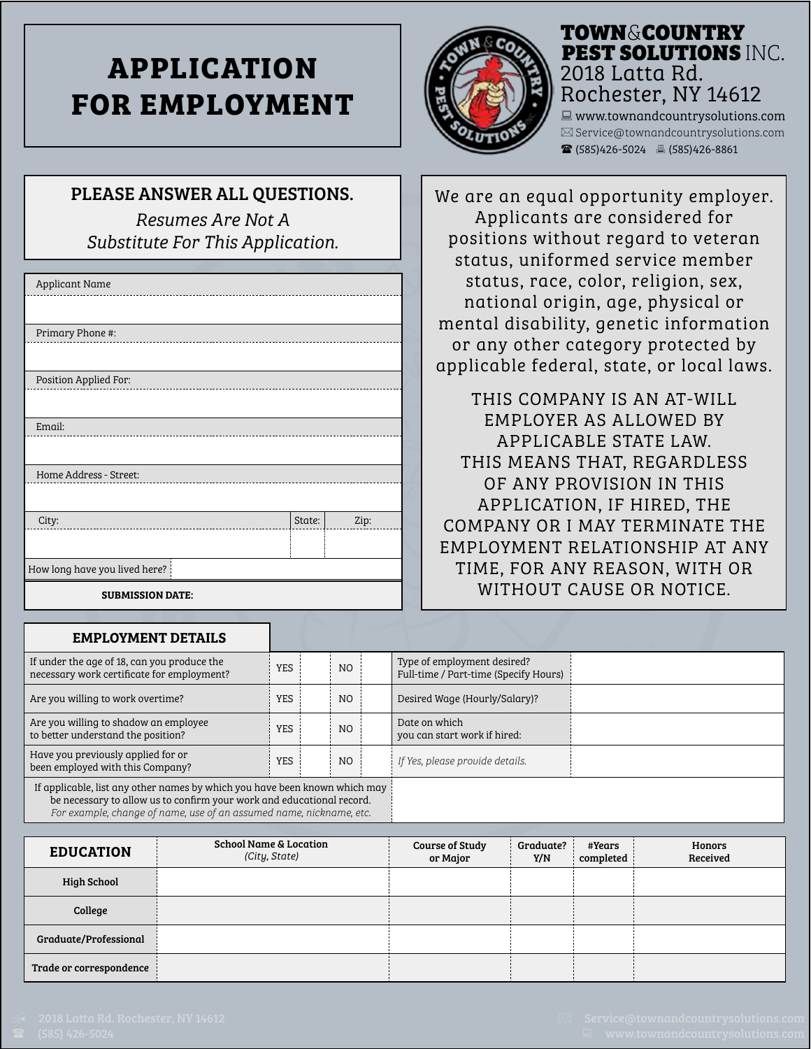# APPLICATION FOR EMPLOYMENT

**TOWN&COUNTRY PEST SOLUTIONS INC.**
2018 Latta Rd.
Rochester, NY 14612
www.townandcountrysolutions.com
Service@townandcountrysolutions.com
(585)426-5024 (585)426-8861

**PLEASE ANSWER ALL QUESTIONS.**

*Resumes Are Not A Substitute For This Application.*

| Applicant Name | | |
|---|---|---|
| | | |
| **Primary Phone #:** | | |
| | | |
| **Position Applied For:** | | |
| | | |
| **Email:** | | |
| | | |
| **Home Address - Street:** | | |
| | | |
| **City:** | **State:** | **Zip:** |
| | | |
| **How long have you lived here?** | | |
| **SUBMISSION DATE:** | | |

We are an equal opportunity employer. Applicants are considered for positions without regard to veteran status, uniformed service member status, race, color, religion, sex, national origin, age, physical or mental disability, genetic information or any other category protected by applicable federal, state, or local laws.

THIS COMPANY IS AN AT-WILL EMPLOYER AS ALLOWED BY APPLICABLE STATE LAW. THIS MEANS THAT, REGARDLESS OF ANY PROVISION IN THIS APPLICATION, IF HIRED, THE COMPANY OR I MAY TERMINATE THE EMPLOYMENT RELATIONSHIP AT ANY TIME, FOR ANY REASON, WITH OR WITHOUT CAUSE OR NOTICE.

## EMPLOYMENT DETAILS

| Question | YES | | NO | | Question | Answer |
|---|---|---|---|---|---|---|
| If under the age of 18, can you produce the necessary work certificate for employment? | YES | | NO | | Type of employment desired? Full-time / Part-time (Specify Hours) | |
| Are you willing to work overtime? | YES | | NO | | Desired Wage (Hourly/Salary)? | |
| Are you willing to shadow an employee to better understand the position? | YES | | NO | | Date on which you can start work if hired: | |
| Have you previously applied for or been employed with this Company? | YES | | NO | | *If Yes, please provide details.* | |
| If applicable, list any other names by which you have been known which may be necessary to allow us to confirm your work and educational record. *For example, change of name, use of an assumed name, nickname, etc.* | | | | | | |

| EDUCATION | School Name & Location *(City, State)* | Course of Study or Major | Graduate? Y/N | #Years completed | Honors Received |
|---|---|---|---|---|---|
| **High School** | | | | | |
| **College** | | | | | |
| **Graduate/Professional** | | | | | |
| **Trade or correspondence** | | | | | |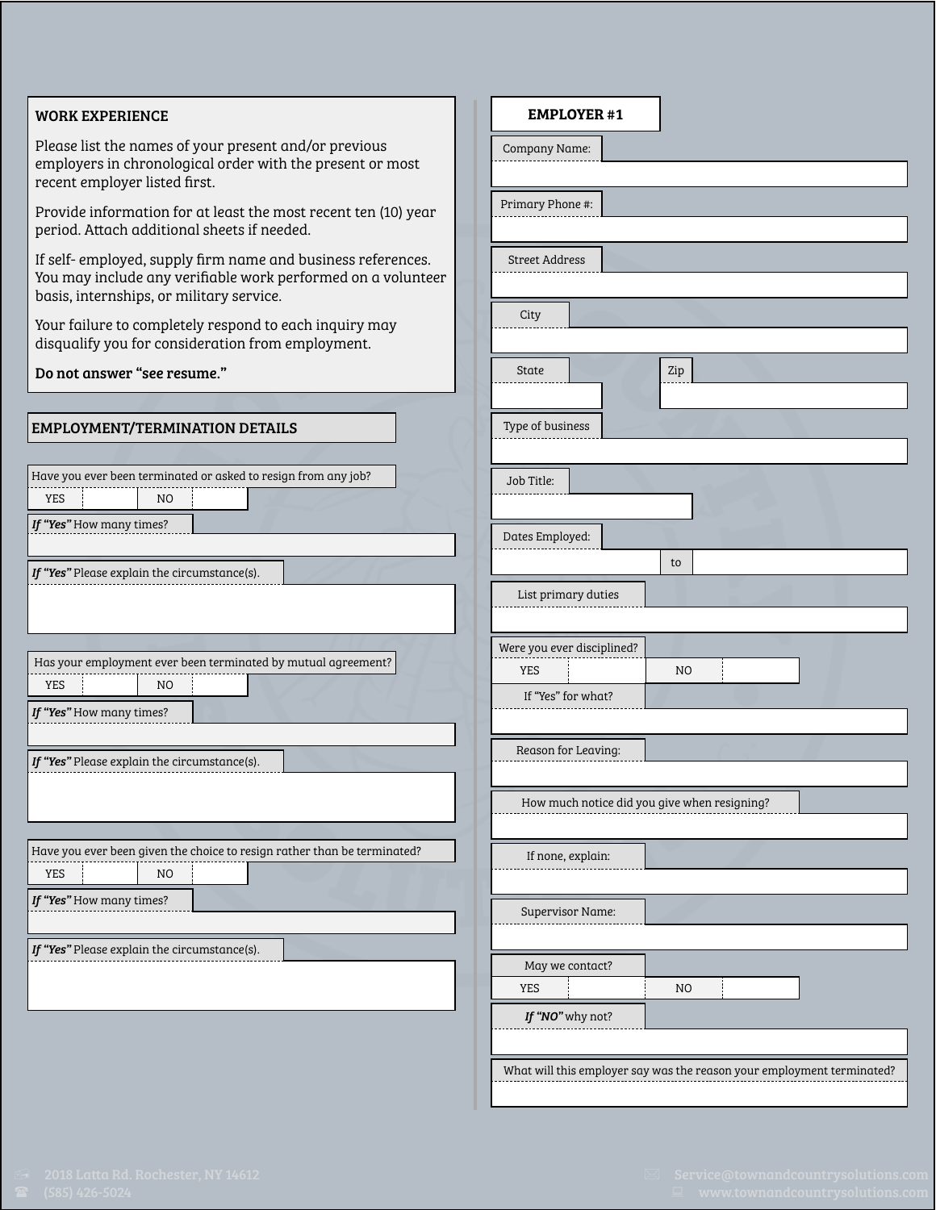## WORK EXPERIENCE

Please list the names of your present and/or previous employers in chronological order with the present or most recent employer listed first.

Provide information for at least the most recent ten (10) year period. Attach additional sheets if needed.

If self- employed, supply firm name and business references. You may include any verifiable work performed on a volunteer basis, internships, or military service.

Your failure to completely respond to each inquiry may disqualify you for consideration from employment.

**Do not answer "see resume."**

## EMPLOYMENT/TERMINATION DETAILS

Have you ever been terminated or asked to resign from any job?

| YES | | NO | |
|---|---|---|---|

***If "Yes"*** How many times?

***If "Yes"*** Please explain the circumstance(s).

Has your employment ever been terminated by mutual agreement?

| YES | | NO | |
|---|---|---|---|

***If "Yes"*** How many times?

***If "Yes"*** Please explain the circumstance(s).

Have you ever been given the choice to resign rather than be terminated?

| YES | | NO | |
|---|---|---|---|

***If "Yes"*** How many times?

***If "Yes"*** Please explain the circumstance(s).

## EMPLOYER #1

Company Name:

Primary Phone #:

Street Address

City

State

Zip

Type of business

Job Title:

Dates Employed: to

List primary duties

Were you ever disciplined?

| YES | | NO | |
|---|---|---|---|

If "Yes" for what?

Reason for Leaving:

How much notice did you give when resigning?

If none, explain:

Supervisor Name:

May we contact?

| YES | | NO | |
|---|---|---|---|

***If "NO"*** why not?

What will this employer say was the reason your employment terminated?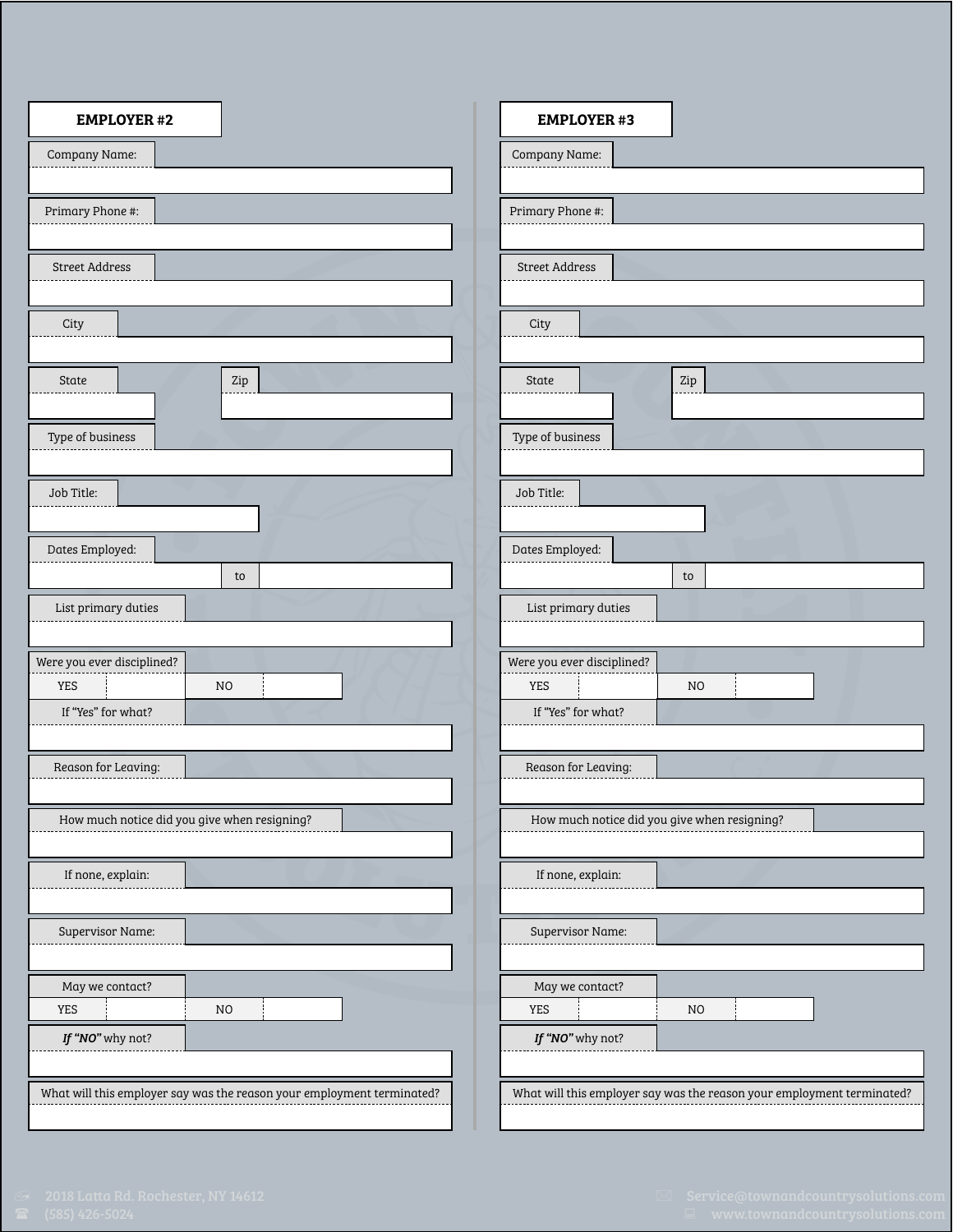## EMPLOYER #2

Company Name:

Primary Phone #:

Street Address

City

State | Zip

Type of business

Job Title:

Dates Employed: ______ to ______

List primary duties

Were you ever disciplined?

| YES | | NO | |
|---|---|---|---|

If "Yes" for what?

Reason for Leaving:

How much notice did you give when resigning?

If none, explain:

Supervisor Name:

May we contact?

| YES | | NO | |
|---|---|---|---|

*If "NO"* why not?

What will this employer say was the reason your employment terminated?

## EMPLOYER #3

Company Name:

Primary Phone #:

Street Address

City

State | Zip

Type of business

Job Title:

Dates Employed: ______ to ______

List primary duties

Were you ever disciplined?

| YES | | NO | |
|---|---|---|---|

If "Yes" for what?

Reason for Leaving:

How much notice did you give when resigning?

If none, explain:

Supervisor Name:

May we contact?

| YES | | NO | |
|---|---|---|---|

*If "NO"* why not?

What will this employer say was the reason your employment terminated?

2018 Latta Rd. Rochester, NY 14612
(585) 426-5024
Service@townandcountrysolutions.com
www.townandcountrysolutions.com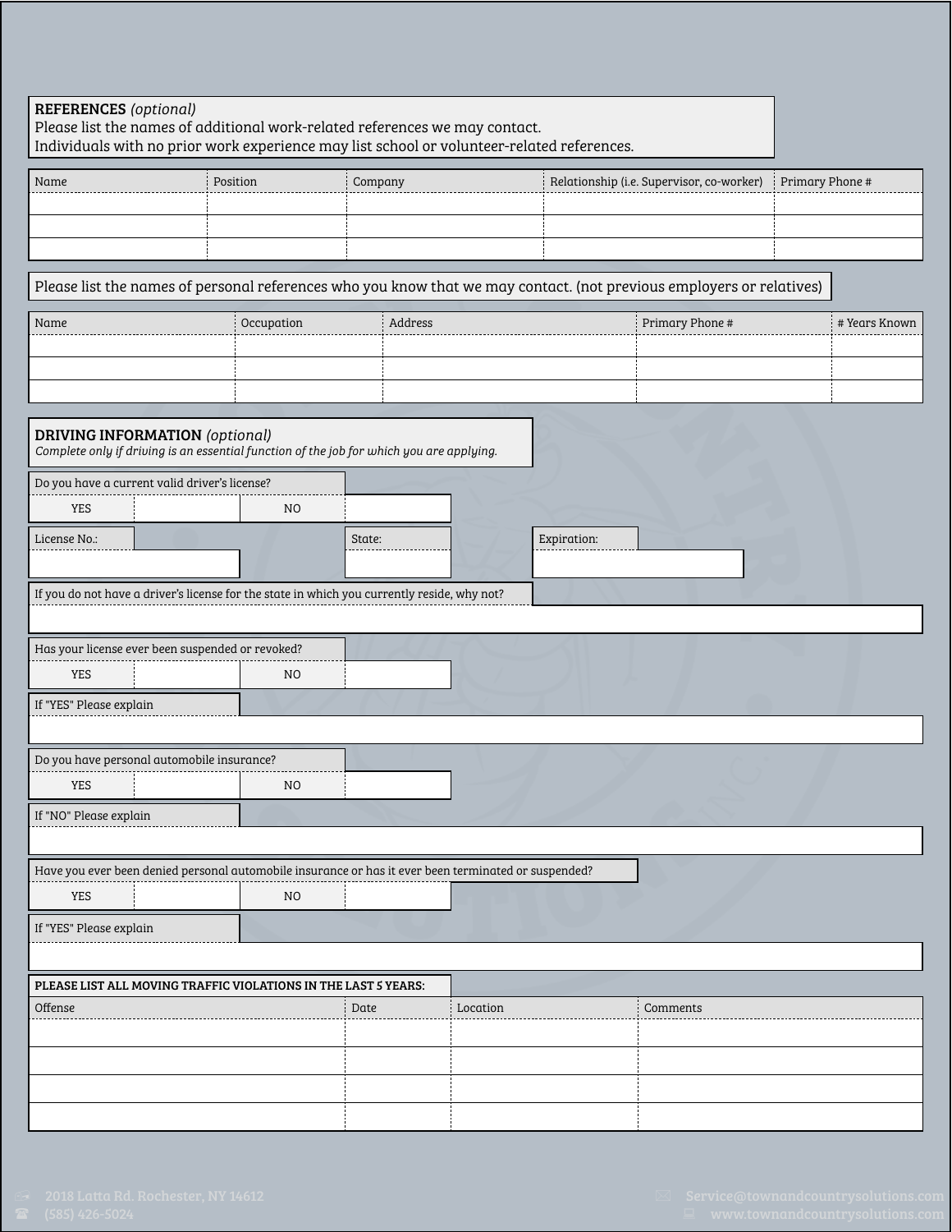## REFERENCES *(optional)*

Please list the names of additional work-related references we may contact.
Individuals with no prior work experience may list school or volunteer-related references.

| Name | Position | Company | Relationship (i.e. Supervisor, co-worker) | Primary Phone # |
|---|---|---|---|---|
| | | | | |
| | | | | |
| | | | | |

Please list the names of personal references who you know that we may contact. (not previous employers or relatives)

| Name | Occupation | Address | Primary Phone # | # Years Known |
|---|---|---|---|---|
| | | | | |
| | | | | |
| | | | | |

## DRIVING INFORMATION *(optional)*

*Complete only if driving is an essential function of the job for which you are applying.*

Do you have a current valid driver's license?

| YES | | NO | |
|---|---|---|---|

License No.: ____________ State: ____________ Expiration: ____________

If you do not have a driver's license for the state in which you currently reside, why not?

Has your license ever been suspended or revoked?

| YES | | NO | |
|---|---|---|---|

If "YES" Please explain

Do you have personal automobile insurance?

| YES | | NO | |
|---|---|---|---|

If "NO" Please explain

Have you ever been denied personal automobile insurance or has it ever been terminated or suspended?

| YES | | NO | |
|---|---|---|---|

If "YES" Please explain

**PLEASE LIST ALL MOVING TRAFFIC VIOLATIONS IN THE LAST 5 YEARS:**

| Offense | Date | Location | Comments |
|---|---|---|---|
| | | | |
| | | | |
| | | | |
| | | | |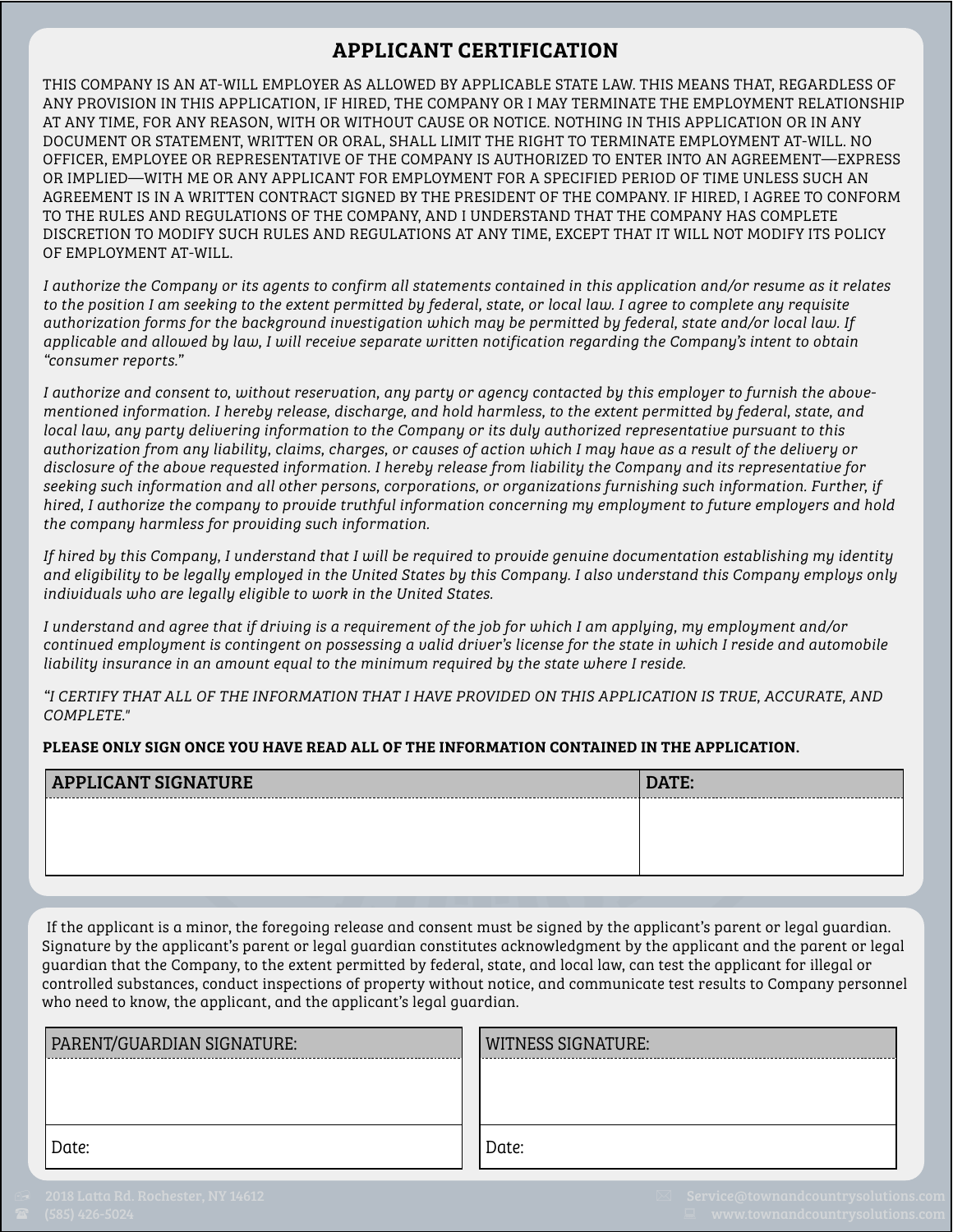## APPLICANT CERTIFICATION

THIS COMPANY IS AN AT-WILL EMPLOYER AS ALLOWED BY APPLICABLE STATE LAW. THIS MEANS THAT, REGARDLESS OF ANY PROVISION IN THIS APPLICATION, IF HIRED, THE COMPANY OR I MAY TERMINATE THE EMPLOYMENT RELATIONSHIP AT ANY TIME, FOR ANY REASON, WITH OR WITHOUT CAUSE OR NOTICE. NOTHING IN THIS APPLICATION OR IN ANY DOCUMENT OR STATEMENT, WRITTEN OR ORAL, SHALL LIMIT THE RIGHT TO TERMINATE EMPLOYMENT AT-WILL. NO OFFICER, EMPLOYEE OR REPRESENTATIVE OF THE COMPANY IS AUTHORIZED TO ENTER INTO AN AGREEMENT—EXPRESS OR IMPLIED—WITH ME OR ANY APPLICANT FOR EMPLOYMENT FOR A SPECIFIED PERIOD OF TIME UNLESS SUCH AN AGREEMENT IS IN A WRITTEN CONTRACT SIGNED BY THE PRESIDENT OF THE COMPANY. IF HIRED, I AGREE TO CONFORM TO THE RULES AND REGULATIONS OF THE COMPANY, AND I UNDERSTAND THAT THE COMPANY HAS COMPLETE DISCRETION TO MODIFY SUCH RULES AND REGULATIONS AT ANY TIME, EXCEPT THAT IT WILL NOT MODIFY ITS POLICY OF EMPLOYMENT AT-WILL.

*I authorize the Company or its agents to confirm all statements contained in this application and/or resume as it relates to the position I am seeking to the extent permitted by federal, state, or local law. I agree to complete any requisite authorization forms for the background investigation which may be permitted by federal, state and/or local law. If applicable and allowed by law, I will receive separate written notification regarding the Company's intent to obtain "consumer reports."*

*I authorize and consent to, without reservation, any party or agency contacted by this employer to furnish the above-mentioned information. I hereby release, discharge, and hold harmless, to the extent permitted by federal, state, and local law, any party delivering information to the Company or its duly authorized representative pursuant to this authorization from any liability, claims, charges, or causes of action which I may have as a result of the delivery or disclosure of the above requested information. I hereby release from liability the Company and its representative for seeking such information and all other persons, corporations, or organizations furnishing such information. Further, if hired, I authorize the company to provide truthful information concerning my employment to future employers and hold the company harmless for providing such information.*

*If hired by this Company, I understand that I will be required to provide genuine documentation establishing my identity and eligibility to be legally employed in the United States by this Company. I also understand this Company employs only individuals who are legally eligible to work in the United States.*

*I understand and agree that if driving is a requirement of the job for which I am applying, my employment and/or continued employment is contingent on possessing a valid driver's license for the state in which I reside and automobile liability insurance in an amount equal to the minimum required by the state where I reside.*

*"I CERTIFY THAT ALL OF THE INFORMATION THAT I HAVE PROVIDED ON THIS APPLICATION IS TRUE, ACCURATE, AND COMPLETE."*

**PLEASE ONLY SIGN ONCE YOU HAVE READ ALL OF THE INFORMATION CONTAINED IN THE APPLICATION.**

| APPLICANT SIGNATURE | DATE: |
|---|---|
| | |

If the applicant is a minor, the foregoing release and consent must be signed by the applicant's parent or legal guardian. Signature by the applicant's parent or legal guardian constitutes acknowledgment by the applicant and the parent or legal guardian that the Company, to the extent permitted by federal, state, and local law, can test the applicant for illegal or controlled substances, conduct inspections of property without notice, and communicate test results to Company personnel who need to know, the applicant, and the applicant's legal guardian.

| PARENT/GUARDIAN SIGNATURE: | WITNESS SIGNATURE: |
|---|---|
| | |
| Date: | Date: |

2018 Latta Rd. Rochester, NY 14612
(585) 426-5024
Service@townandcountrysolutions.com
www.townandcountrysolutions.com